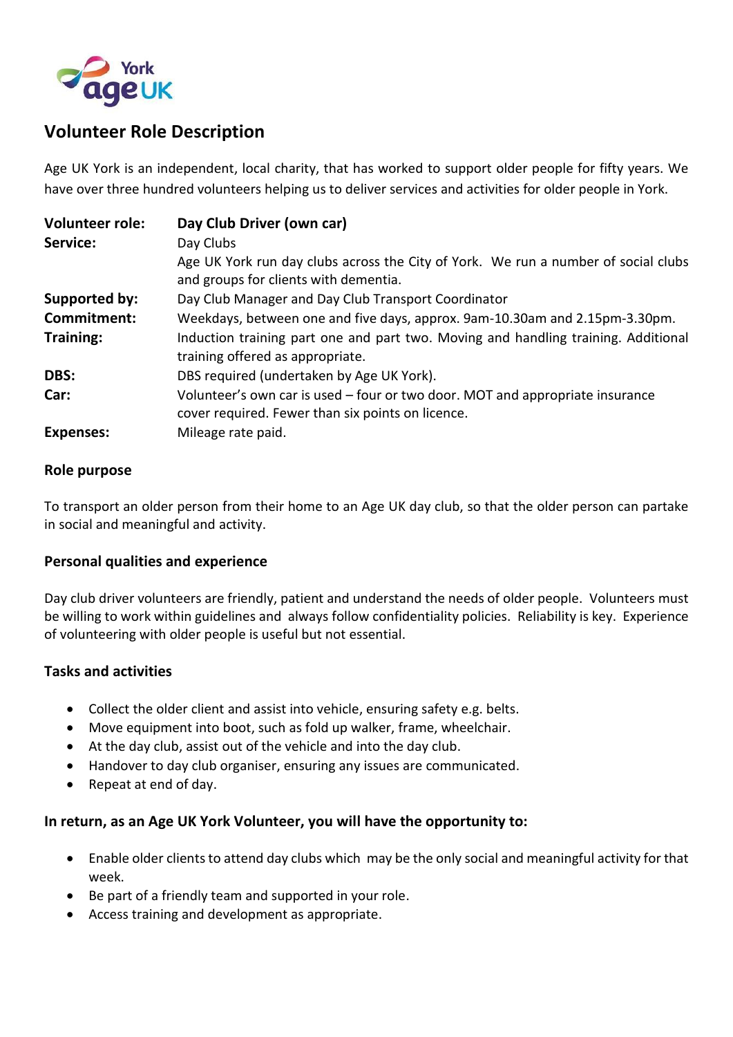York age UK

# Volunteer Role Description

Age UK York is an independent, local charity, that has worked to support older people for fifty years. We have over three hundred volunteers helping us to deliver services and activities for older people in York.

| | |
|---|---|
| **Volunteer role:** | **Day Club Driver (own car)** |
| **Service:** | Day Clubs<br>Age UK York run day clubs across the City of York. We run a number of social clubs and groups for clients with dementia. |
| **Supported by:** | Day Club Manager and Day Club Transport Coordinator |
| **Commitment:** | Weekdays, between one and five days, approx. 9am-10.30am and 2.15pm-3.30pm. |
| **Training:** | Induction training part one and part two. Moving and handling training. Additional training offered as appropriate. |
| **DBS:** | DBS required (undertaken by Age UK York). |
| **Car:** | Volunteer's own car is used – four or two door. MOT and appropriate insurance cover required. Fewer than six points on licence. |
| **Expenses:** | Mileage rate paid. |

### Role purpose

To transport an older person from their home to an Age UK day club, so that the older person can partake in social and meaningful and activity.

### Personal qualities and experience

Day club driver volunteers are friendly, patient and understand the needs of older people. Volunteers must be willing to work within guidelines and always follow confidentiality policies. Reliability is key. Experience of volunteering with older people is useful but not essential.

### Tasks and activities

- Collect the older client and assist into vehicle, ensuring safety e.g. belts.
- Move equipment into boot, such as fold up walker, frame, wheelchair.
- At the day club, assist out of the vehicle and into the day club.
- Handover to day club organiser, ensuring any issues are communicated.
- Repeat at end of day.

### In return, as an Age UK York Volunteer, you will have the opportunity to:

- Enable older clients to attend day clubs which may be the only social and meaningful activity for that week.
- Be part of a friendly team and supported in your role.
- Access training and development as appropriate.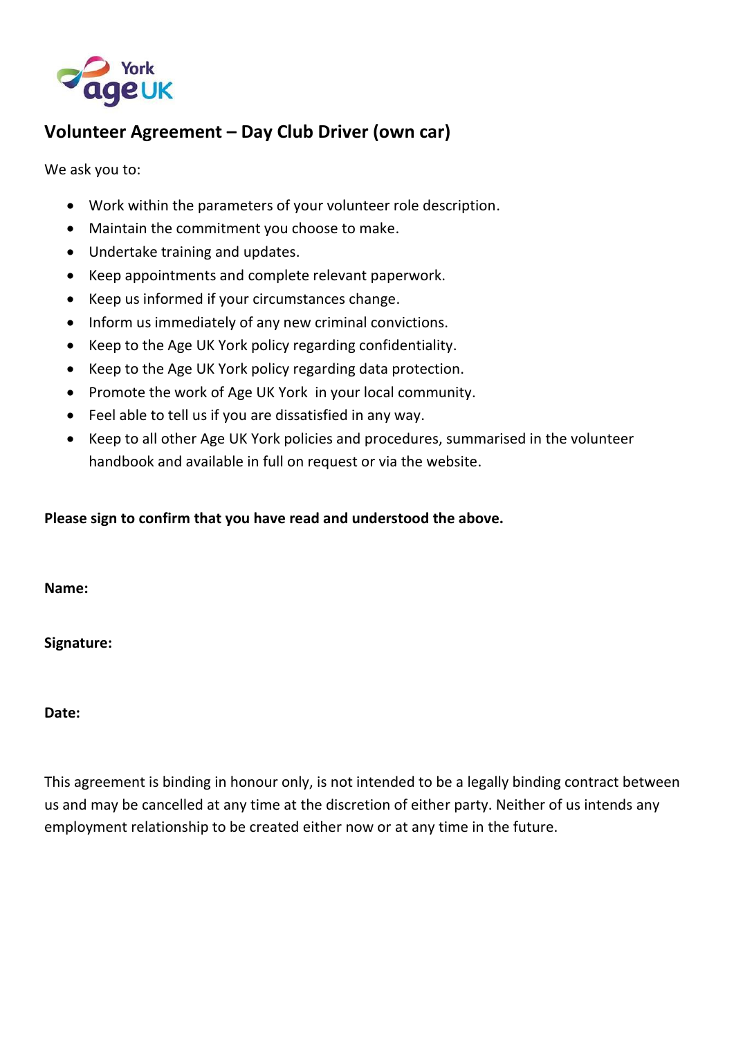## Volunteer Agreement – Day Club Driver (own car)

We ask you to:

- Work within the parameters of your volunteer role description.
- Maintain the commitment you choose to make.
- Undertake training and updates.
- Keep appointments and complete relevant paperwork.
- Keep us informed if your circumstances change.
- Inform us immediately of any new criminal convictions.
- Keep to the Age UK York policy regarding confidentiality.
- Keep to the Age UK York policy regarding data protection.
- Promote the work of Age UK York in your local community.
- Feel able to tell us if you are dissatisfied in any way.
- Keep to all other Age UK York policies and procedures, summarised in the volunteer handbook and available in full on request or via the website.

**Please sign to confirm that you have read and understood the above.**

**Name:**

**Signature:**

**Date:**

This agreement is binding in honour only, is not intended to be a legally binding contract between us and may be cancelled at any time at the discretion of either party. Neither of us intends any employment relationship to be created either now or at any time in the future.